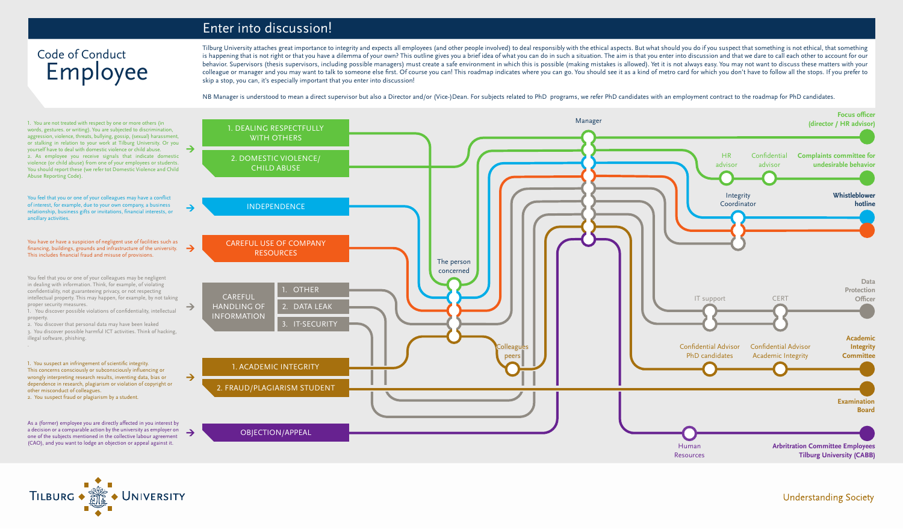# Enter into discussion!

## Code of Conduct Employee

Tilburg University attaches great importance to integrity and expects all employees (and other people involved) to deal responsibly with the ethical aspects. But what should you do if you suspect that something is not ethical, that something is happening that is not right or that you have a dilemma of your own? This outline gives you a brief idea of what you can do in such a situation. The aim is that you enter into discussion and that we dare to call each other to account for our behavior. Supervisors (thesis supervisors, including possible managers) must create a safe environment in which this is possible (making mistakes is allowed). Yet it is not always easy. You may not want to discuss these matters with your colleague or manager and you may want to talk to someone else first. Of course you can! This roadmap indicates where you can go. You should see it as a kind of metro card for which you don't have to follow all the stops. If you prefer to skip a stop, you can, it's especially important that you enter into discussion!

NB Manager is understood to mean a direct supervisor but also a Director and/or (Vice-)Dean. For subjects related to PhD programs, we refer PhD candidates with an employment contract to the roadmap for PhD candidates.

1. You are not treated with respect by one or more others (in words, gestures. or writing). You are subjected to discrimination, aggression, violence, threats, bullying, gossip, (sexual) harassment, or stalking in relation to your work at Tilburg University. Or you yourself have to deal with domestic violence or child abuse.
2. As employee you receive signals that indicate domestic violence (or child abuse) from one of your employees or students. You should report these (we refer tot Domestic Violence and Child Abuse Reporting Code).

→ **1. DEALING RESPECTFULLY WITH OTHERS**
→ **2. DOMESTIC VIOLENCE/ CHILD ABUSE**

You feel that you or one of your colleagues may have a conflict of interest, for example, due to your own company, a business relationship, business gifts or invitations, financial interests, or ancillary activities.

→ **INDEPENDENCE**

You have or have a suspicion of negligent use of facilities such as financing, buildings, grounds and infrastructure of the university. This includes financial fraud and misuse of provisions.

→ **CAREFUL USE OF COMPANY RESOURCES**

You feel that you or one of your colleagues may be negligent in dealing with information. Think, for example, of violating confidentiality, not guaranteeing privacy, or not respecting intellectual property. This may happen, for example, by not taking proper security measures.
1. You discover possible violations of confidentiality, intellectual property.
2. You discover that personal data may have been leaked
3. You discover possible harmful ICT activities. Think of hacking, illegal software, phishing.

→ **CAREFUL HANDLING OF INFORMATION**
1. OTHER
2. DATA LEAK
3. IT-SECURITY

1. You suspect an infringement of scientific integrity. This concerns consciously or subconsciously influencing or wrongly interpreting research results, inventing data, bias or dependence in research, plagiarism or violation of copyright or other misconduct of colleagues.
2. You suspect fraud or plagiarism by a student.

→ **1. ACADEMIC INTEGRITY**
→ **2. FRAUD/PLAGIARISM STUDENT**

As a (former) employee you are directly affected in you interest by a decision or a comparable action by the university as employer on one of the subjects mentioned in the collective labour agreement (CAO), and you want to lodge an objection or appeal against it.

→ **OBJECTION/APPEAL**

Stops on the roadmap: The person concerned; Colleagues peers; Manager; HR advisor; Confidential advisor; Integrity Coordinator; IT support; CERT; Confidential Advisor PhD candidates; Confidential Advisor Academic Integrity; Human Resources

End points:
- **Focus officer (director / HR advisor)**
- **Complaints committee for undesirable behavior**
- **Whistleblower hotline**
- **Data Protection Officer**
- **Academic Integrity Committee**
- **Examination Board**
- **Arbitration Committee Employees Tilburg University (CABB)**

Tilburg University — Understanding Society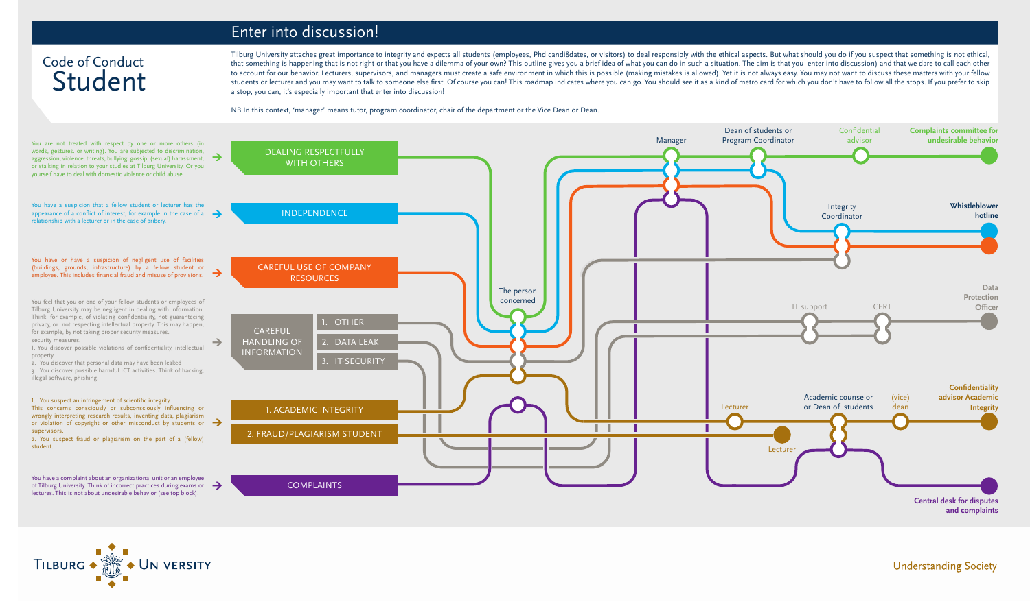# Enter into discussion!

## Code of Conduct Student

Tilburg University attaches great importance to integrity and expects all students (employees, Phd candi8dates, or visitors) to deal responsibly with the ethical aspects. But what should you do if you suspect that something is not ethical, that something is happening that is not right or that you have a dilemma of your own? This outline gives you a brief idea of what you can do in such a situation. The aim is that you enter into discussion) and that we dare to call each other to account for our behavior. Lecturers, supervisors, and managers must create a safe environment in which this is possible (making mistakes is allowed). Yet it is not always easy. You may not want to discuss these matters with your fellow students or lecturer and you may want to talk to someone else first. Of course you can! This roadmap indicates where you can go. You should see it as a kind of metro card for which you don't have to follow all the stops. If you prefer to skip a stop, you can, it's especially important that enter into discussion!

NB In this context, 'manager' means tutor, program coordinator, chair of the department or the Vice Dean or Dean.

You are not treated with respect by one or more others (in words, gestures, or writing). You are subjected to discrimination, aggression, violence, threats, bullying, gossip, (sexual) harassment, or stalking in relation to your studies at Tilburg University. Or you yourself have to deal with domestic violence or child abuse.
→ **DEALING RESPECTFULLY WITH OTHERS**

You have a suspicion that a fellow student or lecturer has the appearance of a conflict of interest, for example in the case of a relationship with a lecturer or in the case of bribery.
→ **INDEPENDENCE**

You have or have a suspicion of negligent use of facilities (buildings, grounds, infrastructure) by a fellow student or employee. This includes financial fraud and misuse of provisions.
→ **CAREFUL USE OF COMPANY RESOURCES**

You feel that you or one of your fellow students or employees of Tilburg University may be negligent in dealing with information. Think, for example, of violating confidentiality, not guaranteeing privacy, or not respecting intellectual property. This may happen, for example, by not taking proper security measures.
security measures.
1. You discover possible violations of confidentiality, intellectual property.
2. You discover that personal data may have been leaked
3. You discover possible harmful ICT activities. Think of hacking, illegal software, phishing.
→ **CAREFUL HANDLING OF INFORMATION**
1. OTHER
2. DATA LEAK
3. IT-SECURITY

1. You suspect an infringement of scientific integrity. This concerns consciously or subconsciously influencing or wrongly interpreting research results, inventing data, plagiarism or violation of copyright or other misconduct by students or supervisors.
2. You suspect fraud or plagiarism on the part of a (fellow) student.
→ **1. ACADEMIC INTEGRITY**
→ **2. FRAUD/PLAGIARISM STUDENT**

You have a complaint about an organizational unit or an employee of Tilburg University. Think of incorrect practices during exams or lectures. This is not about undesirable behavior (see top block).
→ **COMPLAINTS**

Stops on the roadmap: The person concerned; Manager; Dean of students or Program Coordinator; Confidential advisor; Integrity Coordinator; IT support; CERT; Lecturer; Academic counselor or Dean of students; (vice) dean.

End points: **Complaints committee for undesirable behavior**; **Whistleblower hotline**; Data Protection Officer; **Confidentiality advisor Academic Integrity**; **Central desk for disputes and complaints**

Tilburg University — Understanding Society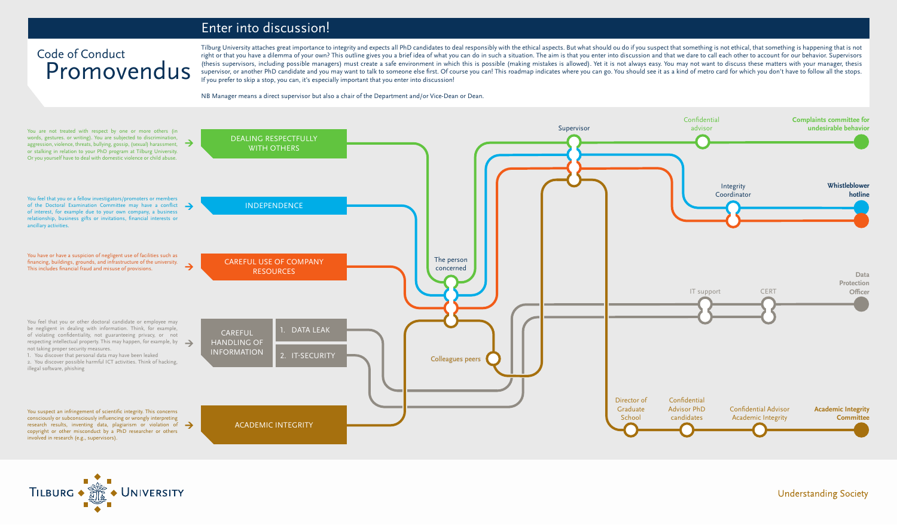# Enter into discussion!

## Code of Conduct Promovendus

Tilburg University attaches great importance to integrity and expects all PhD candidates to deal responsibly with the ethical aspects. But what should ou do if you suspect that something is not ethical, that something is happening that is not right or that you have a dilemma of your own? This outline gives you a brief idea of what you can do in such a situation. The aim is that you enter into discussion and that we dare to call each other to account for our behavior. Supervisors (thesis supervisors, including possible managers) must create a safe environment in which this is possible (making mistakes is allowed). Yet it is not always easy. You may not want to discuss these matters with your manager, thesis supervisor, or another PhD candidate and you may want to talk to someone else first. Of course you can! This roadmap indicates where you can go. You should see it as a kind of metro card for which you don't have to follow all the stops. If you prefer to skip a stop, you can, it's especially important that you enter into discussion!

NB Manager means a direct supervisor but also a chair of the Department and/or Vice-Dean or Dean.

You are not treated with respect by one or more others (in words, gestures. or writing). You are subjected to discrimination, aggression, violence, threats, bullying, gossip, (sexual) harassment, or stalking in relation to your PhD program at Tilburg University. Or you yourself have to deal with domestic violence or child abuse. → **DEALING RESPECTFULLY WITH OTHERS**

You feel that you or a fellow investigators/promoters or members of the Doctoral Examination Committee may have a conflict of interest, for example due to your own company, a business relationship, business gifts or invitations, financial interests or ancillary activities. → **INDEPENDENCE**

You have or have a suspicion of negligent use of facilities such as financing, buildings, grounds, and infrastructure of the university. This includes financial fraud and misuse of provisions. → **CAREFUL USE OF COMPANY RESOURCES**

You feel that you or other doctoral candidate or employee may be negligent in dealing with information. Think, for example, of violating confidentiality, not guaranteeing privacy, or not respecting intellectual property. This may happen, for example, by not taking proper security measures.
1. You discover that personal data may have been leaked
2. You discover possible harmful ICT activities. Think of hacking, illegal software, phishing

→ **CAREFUL HANDLING OF INFORMATION**: 1. DATA LEAK; 2. IT-SECURITY

You suspect an infringement of scientific integrity. This concerns consciously or subconsciously influencing or wrongly interpreting research results, inventing data, plagiarism or violation of copyright or other misconduct by a PhD researcher or others involved in research (e.g., supervisors). → **ACADEMIC INTEGRITY**

**Routes (stops):**

- **Dealing respectfully with others:** The person concerned → Supervisor → Confidential advisor → **Complaints committee for undesirable behavior**
- **Independence:** The person concerned → Supervisor → Integrity Coordinator → **Whistleblower hotline**
- **Careful use of company resources:** The person concerned → Supervisor → Integrity Coordinator → **Whistleblower hotline**
- **Careful handling of information (1. Data leak / 2. IT-security):** IT support → CERT → **Data Protection Officer**
- **Academic integrity:** The person concerned → Colleagues peers → Supervisor → Director of Graduate School → Confidential Advisor PhD candidates → Confidential Advisor Academic Integrity → **Academic Integrity Committee**

Tilburg University — Understanding Society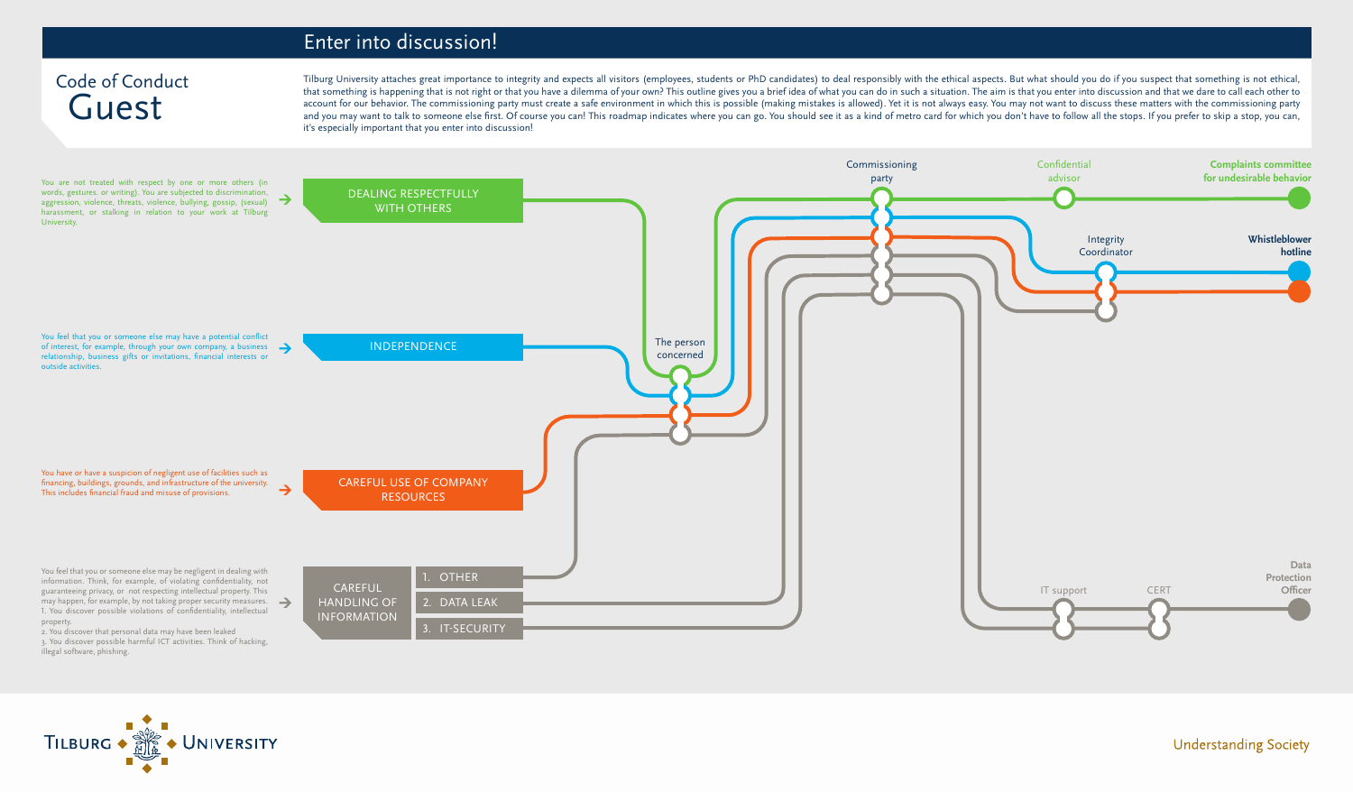# Enter into discussion!

## Code of Conduct Guest

Tilburg University attaches great importance to integrity and expects all visitors (employees, students or PhD candidates) to deal responsibly with the ethical aspects. But what should you do if you suspect that something is not ethical, that something is happening that is not right or that you have a dilemma of your own? This outline gives you a brief idea of what you can do in such a situation. The aim is that you enter into discussion and that we dare to call each other to account for our behavior. The commissioning party must create a safe environment in which this is possible (making mistakes is allowed). Yet it is not always easy. You may not want to discuss these matters with the commissioning party and you may want to talk to someone else first. Of course you can! This roadmap indicates where you can go. You should see it as a kind of metro card for which you don't have to follow all the stops. If you prefer to skip a stop, you can, it's especially important that you enter into discussion!

You are not treated with respect by one or more others (in words, gestures. or writing). You are subjected to discrimination, aggression, violence, threats, violence, bullying, gossip, (sexual) harassment, or stalking in relation to your work at Tilburg University. → DEALING RESPECTFULLY WITH OTHERS

You feel that you or someone else may have a potential conflict of interest, for example, through your own company, a business relationship, business gifts or invitations, financial interests or outside activities. → INDEPENDENCE

You have or have a suspicion of negligent use of facilities such as financing, buildings, grounds, and infrastructure of the university. This includes financial fraud and misuse of provisions. → CAREFUL USE OF COMPANY RESOURCES

You feel that you or someone else may be negligent in dealing with information. Think, for example, of violating confidentiality, not guaranteeing privacy, or not respecting intellectual property. This may happen, for example, by not taking proper security measures.
1. You discover possible violations of confidentiality, intellectual property.
2. You discover that personal data may have been leaked
3. You discover possible harmful ICT activities. Think of hacking, illegal software, phishing.
→ CAREFUL HANDLING OF INFORMATION
1. OTHER
2. DATA LEAK
3. IT-SECURITY

The person concerned

Commissioning party

Confidential advisor

**Complaints committee for undesirable behavior**

Integrity Coordinator

**Whistleblower hotline**

IT support

CERT

**Data Protection Officer**

Tilburg University

Understanding Society